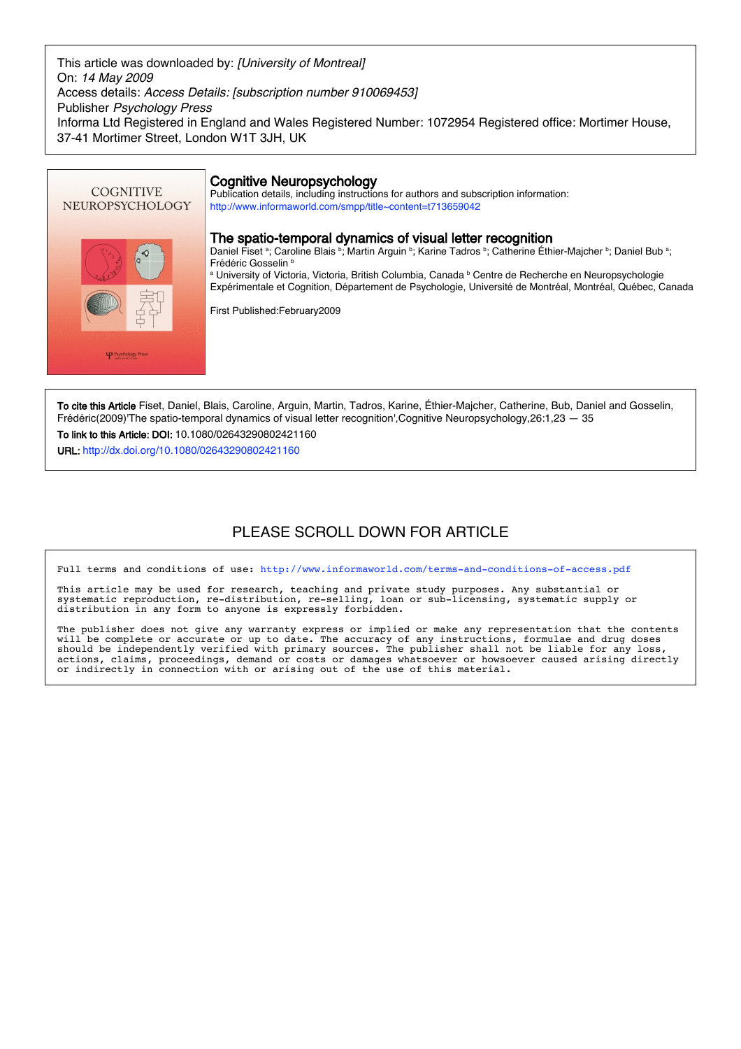This article was downloaded by: *[University of Montreal]*
On: *14 May 2009*
Access details: *Access Details: [subscription number 910069453]*
Publisher *Psychology Press*
Informa Ltd Registered in England and Wales Registered Number: 1072954 Registered office: Mortimer House, 37-41 Mortimer Street, London W1T 3JH, UK

COGNITIVE NEUROPSYCHOLOGY

# Cognitive Neuropsychology

Publication details, including instructions for authors and subscription information:
http://www.informaworld.com/smpp/title~content=t713659042

## The spatio-temporal dynamics of visual letter recognition

Daniel Fiset [a]; Caroline Blais [b]; Martin Arguin [b]; Karine Tadros [b]; Catherine Éthier-Majcher [b]; Daniel Bub [a]; Frédéric Gosselin [b]

[a] University of Victoria, Victoria, British Columbia, Canada [b] Centre de Recherche en Neuropsychologie Expérimentale et Cognition, Département de Psychologie, Université de Montréal, Montréal, Québec, Canada

First Published:February2009

**To cite this Article** Fiset, Daniel, Blais, Caroline, Arguin, Martin, Tadros, Karine, Éthier-Majcher, Catherine, Bub, Daniel and Gosselin, Frédéric(2009)'The spatio-temporal dynamics of visual letter recognition',Cognitive Neuropsychology,26:1,23 — 35

**To link to this Article: DOI:** 10.1080/02643290802421160

**URL:** http://dx.doi.org/10.1080/02643290802421160

PLEASE SCROLL DOWN FOR ARTICLE

Full terms and conditions of use: http://www.informaworld.com/terms-and-conditions-of-access.pdf

This article may be used for research, teaching and private study purposes. Any substantial or systematic reproduction, re-distribution, re-selling, loan or sub-licensing, systematic supply or distribution in any form to anyone is expressly forbidden.

The publisher does not give any warranty express or implied or make any representation that the contents will be complete or accurate or up to date. The accuracy of any instructions, formulae and drug doses should be independently verified with primary sources. The publisher shall not be liable for any loss, actions, claims, proceedings, demand or costs or damages whatsoever or howsoever caused arising directly or indirectly in connection with or arising out of the use of this material.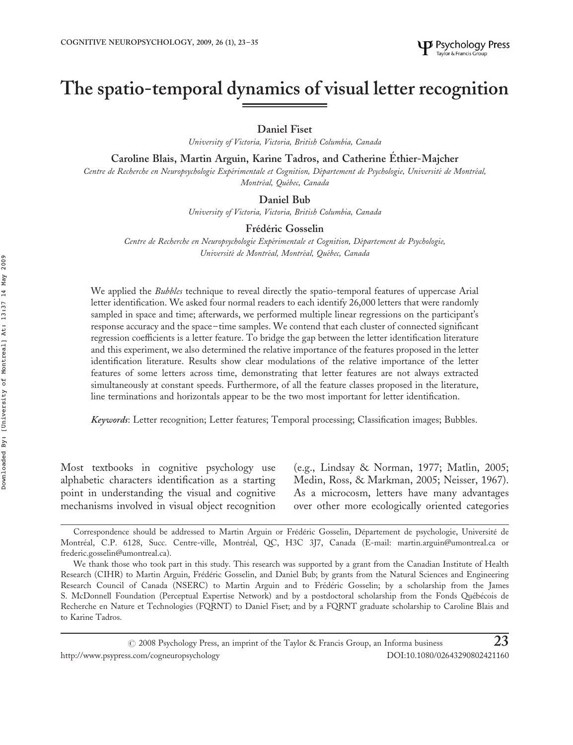# The spatio-temporal dynamics of visual letter recognition

**Daniel Fiset**

*University of Victoria, Victoria, British Columbia, Canada*

**Caroline Blais, Martin Arguin, Karine Tadros, and Catherine Éthier-Majcher**

*Centre de Recherche en Neuropsychologie Expérimentale et Cognition, Département de Psychologie, Université de Montréal, Montréal, Québec, Canada*

**Daniel Bub**

*University of Victoria, Victoria, British Columbia, Canada*

**Frédéric Gosselin**

*Centre de Recherche en Neuropsychologie Expérimentale et Cognition, Département de Psychologie, Université de Montréal, Montréal, Québec, Canada*

We applied the *Bubbles* technique to reveal directly the spatio-temporal features of uppercase Arial letter identification. We asked four normal readers to each identify 26,000 letters that were randomly sampled in space and time; afterwards, we performed multiple linear regressions on the participant's response accuracy and the space–time samples. We contend that each cluster of connected significant regression coefficients is a letter feature. To bridge the gap between the letter identification literature and this experiment, we also determined the relative importance of the features proposed in the letter identification literature. Results show clear modulations of the relative importance of the letter features of some letters across time, demonstrating that letter features are not always extracted simultaneously at constant speeds. Furthermore, of all the feature classes proposed in the literature, line terminations and horizontals appear to be the two most important for letter identification.

*Keywords*: Letter recognition; Letter features; Temporal processing; Classification images; Bubbles.

Most textbooks in cognitive psychology use alphabetic characters identification as a starting point in understanding the visual and cognitive mechanisms involved in visual object recognition (e.g., Lindsay & Norman, 1977; Matlin, 2005; Medin, Ross, & Markman, 2005; Neisser, 1967). As a microcosm, letters have many advantages over other more ecologically oriented categories

Correspondence should be addressed to Martin Arguin or Frédéric Gosselin, Département de psychologie, Université de Montréal, C.P. 6128, Succ. Centre-ville, Montréal, QC, H3C 3J7, Canada (E-mail: martin.arguin@umontreal.ca or frederic.gosselin@umontreal.ca).

We thank those who took part in this study. This research was supported by a grant from the Canadian Institute of Health Research (CIHR) to Martin Arguin, Frédéric Gosselin, and Daniel Bub; by grants from the Natural Sciences and Engineering Research Council of Canada (NSERC) to Martin Arguin and to Frédéric Gosselin; by a scholarship from the James S. McDonnell Foundation (Perceptual Expertise Network) and by a postdoctoral scholarship from the Fonds Québécois de Recherche en Nature et Technologies (FQRNT) to Daniel Fiset; and by a FQRNT graduate scholarship to Caroline Blais and to Karine Tadros.

© 2008 Psychology Press, an imprint of the Taylor & Francis Group, an Informa business
http://www.psypress.com/cogneuropsychology DOI:10.1080/02643290802421160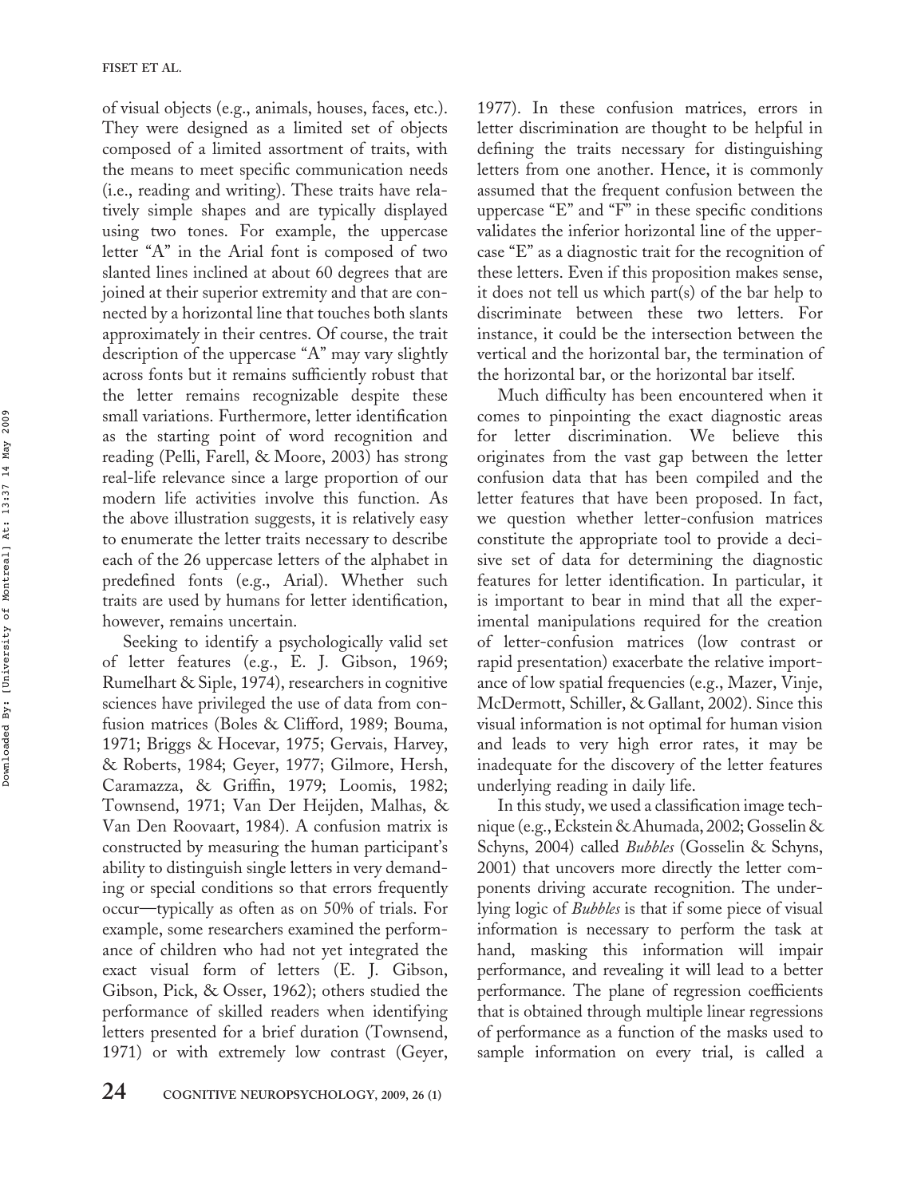of visual objects (e.g., animals, houses, faces, etc.). They were designed as a limited set of objects composed of a limited assortment of traits, with the means to meet specific communication needs (i.e., reading and writing). These traits have relatively simple shapes and are typically displayed using two tones. For example, the uppercase letter "A" in the Arial font is composed of two slanted lines inclined at about 60 degrees that are joined at their superior extremity and that are connected by a horizontal line that touches both slants approximately in their centres. Of course, the trait description of the uppercase "A" may vary slightly across fonts but it remains sufficiently robust that the letter remains recognizable despite these small variations. Furthermore, letter identification as the starting point of word recognition and reading (Pelli, Farell, & Moore, 2003) has strong real-life relevance since a large proportion of our modern life activities involve this function. As the above illustration suggests, it is relatively easy to enumerate the letter traits necessary to describe each of the 26 uppercase letters of the alphabet in predefined fonts (e.g., Arial). Whether such traits are used by humans for letter identification, however, remains uncertain.

Seeking to identify a psychologically valid set of letter features (e.g., E. J. Gibson, 1969; Rumelhart & Siple, 1974), researchers in cognitive sciences have privileged the use of data from confusion matrices (Boles & Clifford, 1989; Bouma, 1971; Briggs & Hocevar, 1975; Gervais, Harvey, & Roberts, 1984; Geyer, 1977; Gilmore, Hersh, Caramazza, & Griffin, 1979; Loomis, 1982; Townsend, 1971; Van Der Heijden, Malhas, & Van Den Roovaart, 1984). A confusion matrix is constructed by measuring the human participant's ability to distinguish single letters in very demanding or special conditions so that errors frequently occur—typically as often as on 50% of trials. For example, some researchers examined the performance of children who had not yet integrated the exact visual form of letters (E. J. Gibson, Gibson, Pick, & Osser, 1962); others studied the performance of skilled readers when identifying letters presented for a brief duration (Townsend, 1971) or with extremely low contrast (Geyer, 1977). In these confusion matrices, errors in letter discrimination are thought to be helpful in defining the traits necessary for distinguishing letters from one another. Hence, it is commonly assumed that the frequent confusion between the uppercase "E" and "F" in these specific conditions validates the inferior horizontal line of the uppercase "E" as a diagnostic trait for the recognition of these letters. Even if this proposition makes sense, it does not tell us which part(s) of the bar help to discriminate between these two letters. For instance, it could be the intersection between the vertical and the horizontal bar, the termination of the horizontal bar, or the horizontal bar itself.

Much difficulty has been encountered when it comes to pinpointing the exact diagnostic areas for letter discrimination. We believe this originates from the vast gap between the letter confusion data that has been compiled and the letter features that have been proposed. In fact, we question whether letter-confusion matrices constitute the appropriate tool to provide a decisive set of data for determining the diagnostic features for letter identification. In particular, it is important to bear in mind that all the experimental manipulations required for the creation of letter-confusion matrices (low contrast or rapid presentation) exacerbate the relative importance of low spatial frequencies (e.g., Mazer, Vinje, McDermott, Schiller, & Gallant, 2002). Since this visual information is not optimal for human vision and leads to very high error rates, it may be inadequate for the discovery of the letter features underlying reading in daily life.

In this study, we used a classification image technique (e.g., Eckstein & Ahumada, 2002; Gosselin & Schyns, 2004) called *Bubbles* (Gosselin & Schyns, 2001) that uncovers more directly the letter components driving accurate recognition. The underlying logic of *Bubbles* is that if some piece of visual information is necessary to perform the task at hand, masking this information will impair performance, and revealing it will lead to a better performance. The plane of regression coefficients that is obtained through multiple linear regressions of performance as a function of the masks used to sample information on every trial, is called a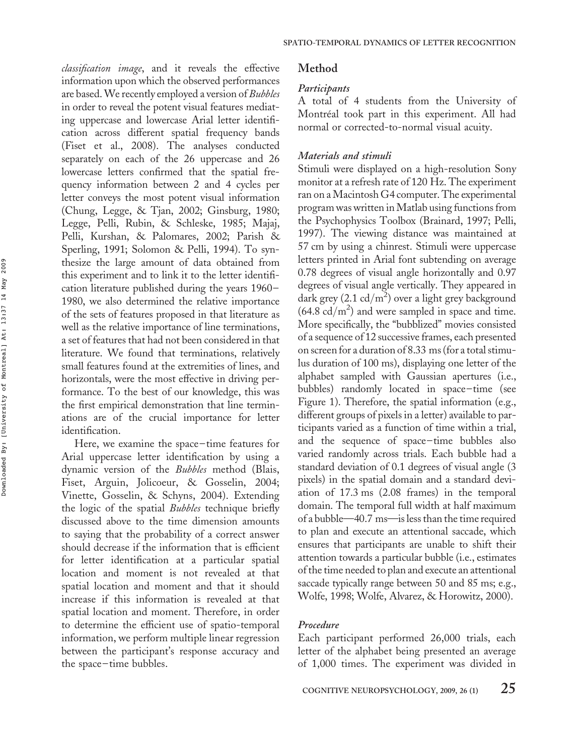*classification image*, and it reveals the effective information upon which the observed performances are based. We recently employed a version of *Bubbles* in order to reveal the potent visual features mediating uppercase and lowercase Arial letter identification across different spatial frequency bands (Fiset et al., 2008). The analyses conducted separately on each of the 26 uppercase and 26 lowercase letters confirmed that the spatial frequency information between 2 and 4 cycles per letter conveys the most potent visual information (Chung, Legge, & Tjan, 2002; Ginsburg, 1980; Legge, Pelli, Rubin, & Schleske, 1985; Majaj, Pelli, Kurshan, & Palomares, 2002; Parish & Sperling, 1991; Solomon & Pelli, 1994). To synthesize the large amount of data obtained from this experiment and to link it to the letter identification literature published during the years 1960–1980, we also determined the relative importance of the sets of features proposed in that literature as well as the relative importance of line terminations, a set of features that had not been considered in that literature. We found that terminations, relatively small features found at the extremities of lines, and horizontals, were the most effective in driving performance. To the best of our knowledge, this was the first empirical demonstration that line terminations are of the crucial importance for letter identification.

Here, we examine the space–time features for Arial uppercase letter identification by using a dynamic version of the *Bubbles* method (Blais, Fiset, Arguin, Jolicoeur, & Gosselin, 2004; Vinette, Gosselin, & Schyns, 2004). Extending the logic of the spatial *Bubbles* technique briefly discussed above to the time dimension amounts to saying that the probability of a correct answer should decrease if the information that is efficient for letter identification at a particular spatial location and moment is not revealed at that spatial location and moment and that it should increase if this information is revealed at that spatial location and moment. Therefore, in order to determine the efficient use of spatio-temporal information, we perform multiple linear regression between the participant's response accuracy and the space–time bubbles.

## Method

### *Participants*

A total of 4 students from the University of Montréal took part in this experiment. All had normal or corrected-to-normal visual acuity.

### *Materials and stimuli*

Stimuli were displayed on a high-resolution Sony monitor at a refresh rate of 120 Hz. The experiment ran on a Macintosh G4 computer. The experimental program was written in Matlab using functions from the Psychophysics Toolbox (Brainard, 1997; Pelli, 1997). The viewing distance was maintained at 57 cm by using a chinrest. Stimuli were uppercase letters printed in Arial font subtending on average 0.78 degrees of visual angle horizontally and 0.97 degrees of visual angle vertically. They appeared in dark grey (2.1 cd/m$^2$) over a light grey background (64.8 cd/m$^2$) and were sampled in space and time. More specifically, the "bubblized" movies consisted of a sequence of 12 successive frames, each presented on screen for a duration of 8.33 ms (for a total stimulus duration of 100 ms), displaying one letter of the alphabet sampled with Gaussian apertures (i.e., bubbles) randomly located in space–time (see Figure 1). Therefore, the spatial information (e.g., different groups of pixels in a letter) available to participants varied as a function of time within a trial, and the sequence of space–time bubbles also varied randomly across trials. Each bubble had a standard deviation of 0.1 degrees of visual angle (3 pixels) in the spatial domain and a standard deviation of 17.3 ms (2.08 frames) in the temporal domain. The temporal full width at half maximum of a bubble—40.7 ms—is less than the time required to plan and execute an attentional saccade, which ensures that participants are unable to shift their attention towards a particular bubble (i.e., estimates of the time needed to plan and execute an attentional saccade typically range between 50 and 85 ms; e.g., Wolfe, 1998; Wolfe, Alvarez, & Horowitz, 2000).

### *Procedure*

Each participant performed 26,000 trials, each letter of the alphabet being presented an average of 1,000 times. The experiment was divided in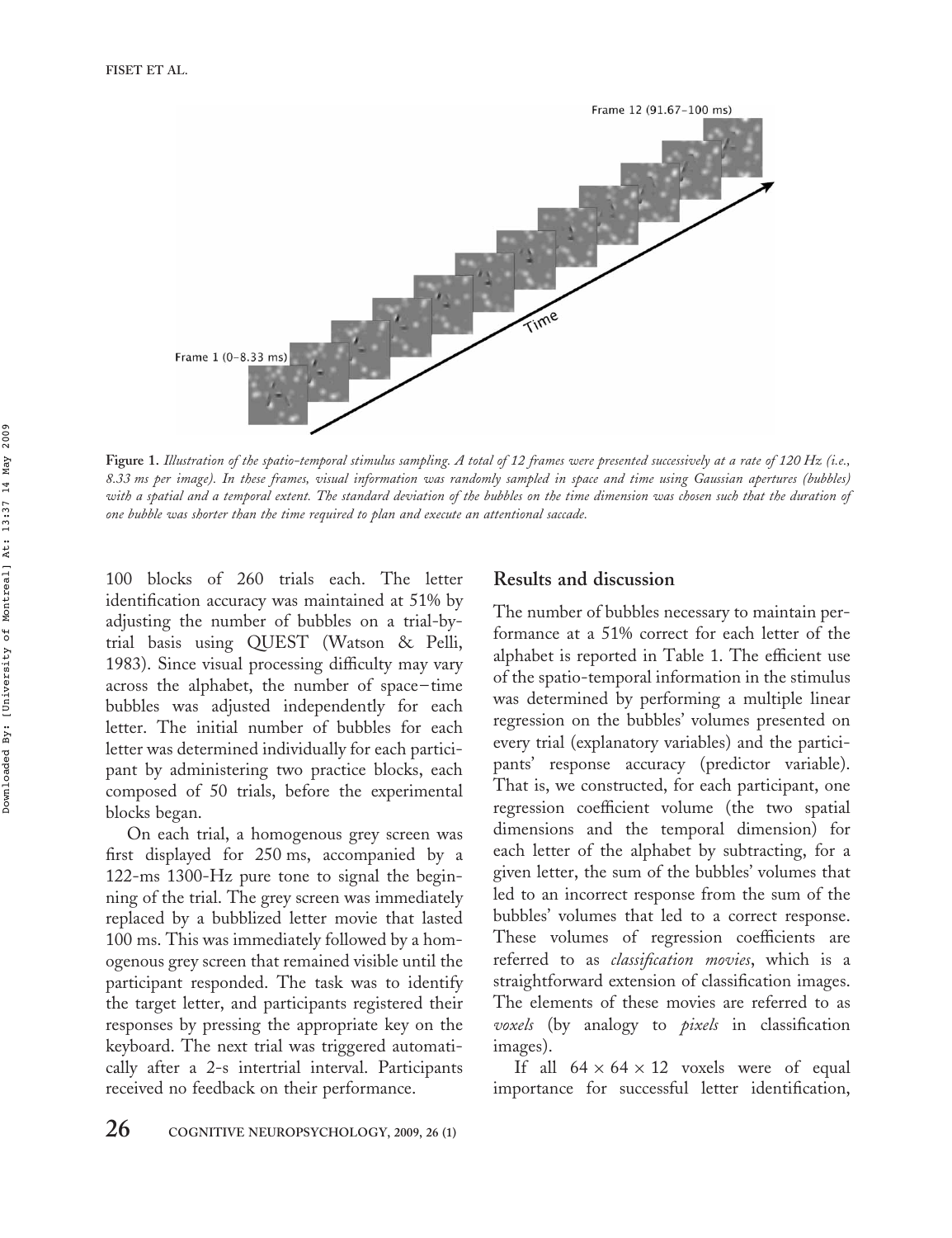Figure 1. *Illustration of the spatio-temporal stimulus sampling. A total of 12 frames were presented successively at a rate of 120 Hz (i.e., 8.33 ms per image). In these frames, visual information was randomly sampled in space and time using Gaussian apertures (bubbles) with a spatial and a temporal extent. The standard deviation of the bubbles on the time dimension was chosen such that the duration of one bubble was shorter than the time required to plan and execute an attentional saccade.*

100 blocks of 260 trials each. The letter identification accuracy was maintained at 51% by adjusting the number of bubbles on a trial-by-trial basis using QUEST (Watson & Pelli, 1983). Since visual processing difficulty may vary across the alphabet, the number of space–time bubbles was adjusted independently for each letter. The initial number of bubbles for each letter was determined individually for each participant by administering two practice blocks, each composed of 50 trials, before the experimental blocks began.

On each trial, a homogenous grey screen was first displayed for 250 ms, accompanied by a 122-ms 1300-Hz pure tone to signal the beginning of the trial. The grey screen was immediately replaced by a bubblized letter movie that lasted 100 ms. This was immediately followed by a homogenous grey screen that remained visible until the participant responded. The task was to identify the target letter, and participants registered their responses by pressing the appropriate key on the keyboard. The next trial was triggered automatically after a 2-s intertrial interval. Participants received no feedback on their performance.

## Results and discussion

The number of bubbles necessary to maintain performance at a 51% correct for each letter of the alphabet is reported in Table 1. The efficient use of the spatio-temporal information in the stimulus was determined by performing a multiple linear regression on the bubbles' volumes presented on every trial (explanatory variables) and the participants' response accuracy (predictor variable). That is, we constructed, for each participant, one regression coefficient volume (the two spatial dimensions and the temporal dimension) for each letter of the alphabet by subtracting, for a given letter, the sum of the bubbles' volumes that led to an incorrect response from the sum of the bubbles' volumes that led to a correct response. These volumes of regression coefficients are referred to as *classification movies*, which is a straightforward extension of classification images. The elements of these movies are referred to as *voxels* (by analogy to *pixels* in classification images).

If all $64 \times 64 \times 12$ voxels were of equal importance for successful letter identification,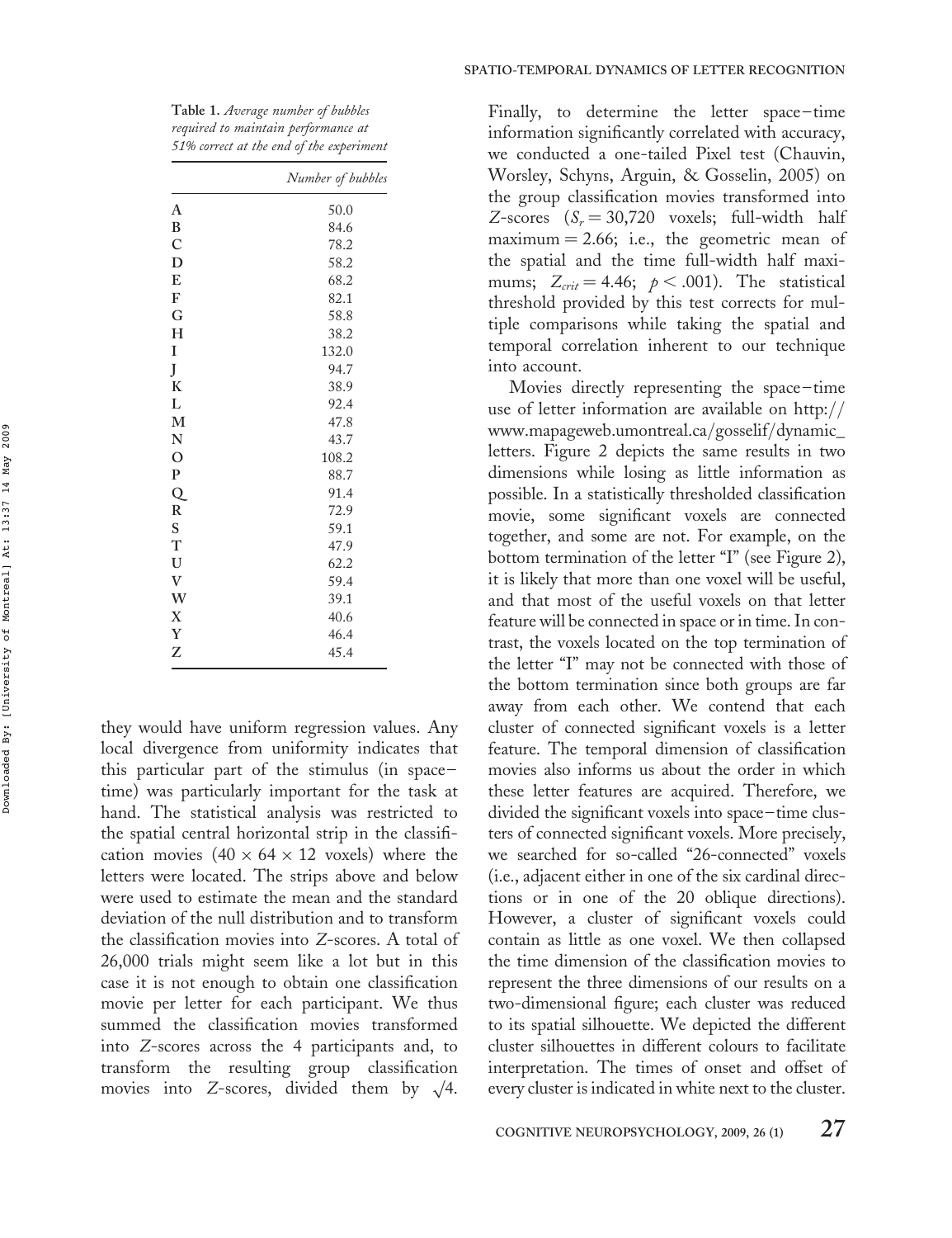**Table 1.** *Average number of bubbles required to maintain performance at 51% correct at the end of the experiment*

| | *Number of bubbles* |
|---|---|
| A | 50.0 |
| B | 84.6 |
| C | 78.2 |
| D | 58.2 |
| E | 68.2 |
| F | 82.1 |
| G | 58.8 |
| H | 38.2 |
| I | 132.0 |
| J | 94.7 |
| K | 38.9 |
| L | 92.4 |
| M | 47.8 |
| N | 43.7 |
| O | 108.2 |
| P | 88.7 |
| Q | 91.4 |
| R | 72.9 |
| S | 59.1 |
| T | 47.9 |
| U | 62.2 |
| V | 59.4 |
| W | 39.1 |
| X | 40.6 |
| Y | 46.4 |
| Z | 45.4 |

they would have uniform regression values. Any local divergence from uniformity indicates that this particular part of the stimulus (in space–time) was particularly important for the task at hand. The statistical analysis was restricted to the spatial central horizontal strip in the classification movies ($40 \times 64 \times 12$ voxels) where the letters were located. The strips above and below were used to estimate the mean and the standard deviation of the null distribution and to transform the classification movies into $Z$-scores. A total of 26,000 trials might seem like a lot but in this case it is not enough to obtain one classification movie per letter for each participant. We thus summed the classification movies transformed into $Z$-scores across the 4 participants and, to transform the resulting group classification movies into $Z$-scores, divided them by $\sqrt{4}$.

Finally, to determine the letter space–time information significantly correlated with accuracy, we conducted a one-tailed Pixel test (Chauvin, Worsley, Schyns, Arguin, & Gosselin, 2005) on the group classification movies transformed into $Z$-scores ($S_r = 30{,}720$ voxels; full-width half maximum $= 2.66$; i.e., the geometric mean of the spatial and the time full-width half maximums; $Z_{crit} = 4.46$; $p < .001$). The statistical threshold provided by this test corrects for multiple comparisons while taking the spatial and temporal correlation inherent to our technique into account.

Movies directly representing the space–time use of letter information are available on http://www.mapageweb.umontreal.ca/gosselif/dynamic_letters. Figure 2 depicts the same results in two dimensions while losing as little information as possible. In a statistically thresholded classification movie, some significant voxels are connected together, and some are not. For example, on the bottom termination of the letter "I" (see Figure 2), it is likely that more than one voxel will be useful, and that most of the useful voxels on that letter feature will be connected in space or in time. In contrast, the voxels located on the top termination of the letter "I" may not be connected with those of the bottom termination since both groups are far away from each other. We contend that each cluster of connected significant voxels is a letter feature. The temporal dimension of classification movies also informs us about the order in which these letter features are acquired. Therefore, we divided the significant voxels into space–time clusters of connected significant voxels. More precisely, we searched for so-called "26-connected" voxels (i.e., adjacent either in one of the six cardinal directions or in one of the 20 oblique directions). However, a cluster of significant voxels could contain as little as one voxel. We then collapsed the time dimension of the classification movies to represent the three dimensions of our results on a two-dimensional figure; each cluster was reduced to its spatial silhouette. We depicted the different cluster silhouettes in different colours to facilitate interpretation. The times of onset and offset of every cluster is indicated in white next to the cluster.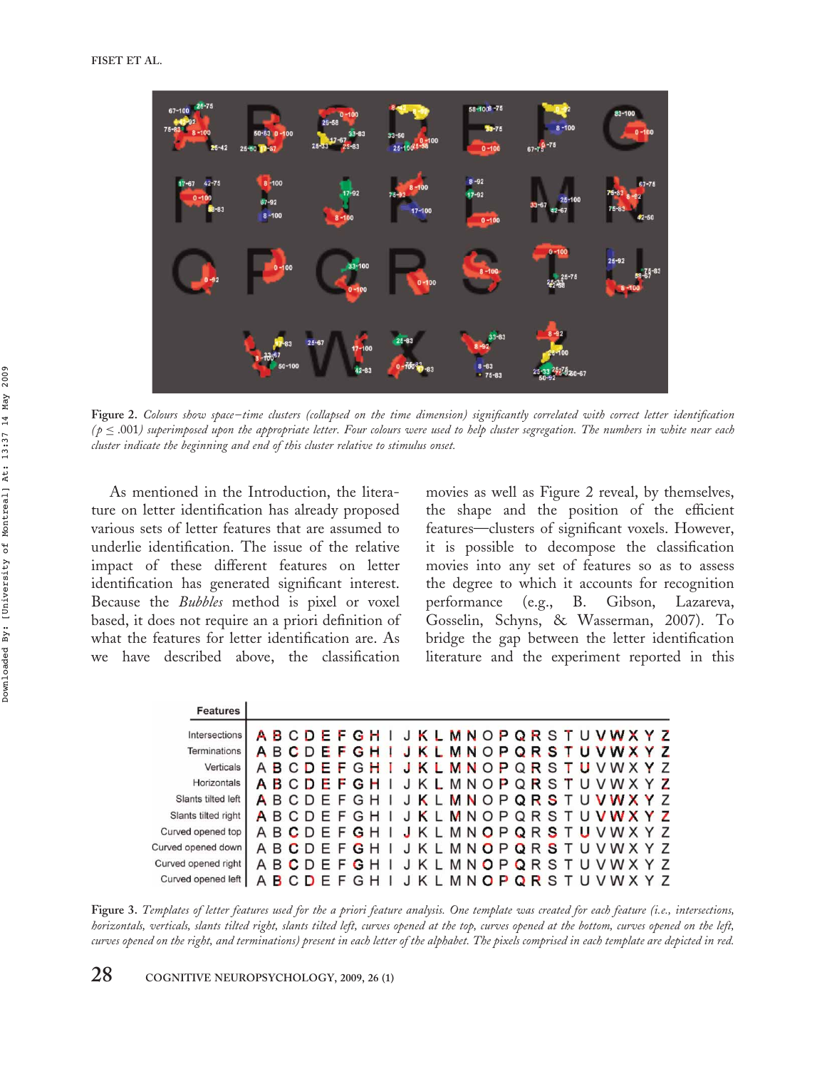Figure 2. *Colours show space–time clusters (collapsed on the time dimension) significantly correlated with correct letter identification ($p \leq .001$) superimposed upon the appropriate letter. Four colours were used to help cluster segregation. The numbers in white near each cluster indicate the beginning and end of this cluster relative to stimulus onset.*

As mentioned in the Introduction, the literature on letter identification has already proposed various sets of letter features that are assumed to underlie identification. The issue of the relative impact of these different features on letter identification has generated significant interest. Because the *Bubbles* method is pixel or voxel based, it does not require an a priori definition of what the features for letter identification are. As we have described above, the classification movies as well as Figure 2 reveal, by themselves, the shape and the position of the efficient features—clusters of significant voxels. However, it is possible to decompose the classification movies into any set of features so as to assess the degree to which it accounts for recognition performance (e.g., B. Gibson, Lazareva, Gosselin, Schyns, & Wasserman, 2007). To bridge the gap between the letter identification literature and the experiment reported in this

Figure 3. *Templates of letter features used for the a priori feature analysis. One template was created for each feature (i.e., intersections, horizontals, verticals, slants tilted right, slants tilted left, curves opened at the top, curves opened at the bottom, curves opened on the left, curves opened on the right, and terminations) present in each letter of the alphabet. The pixels comprised in each template are depicted in red.*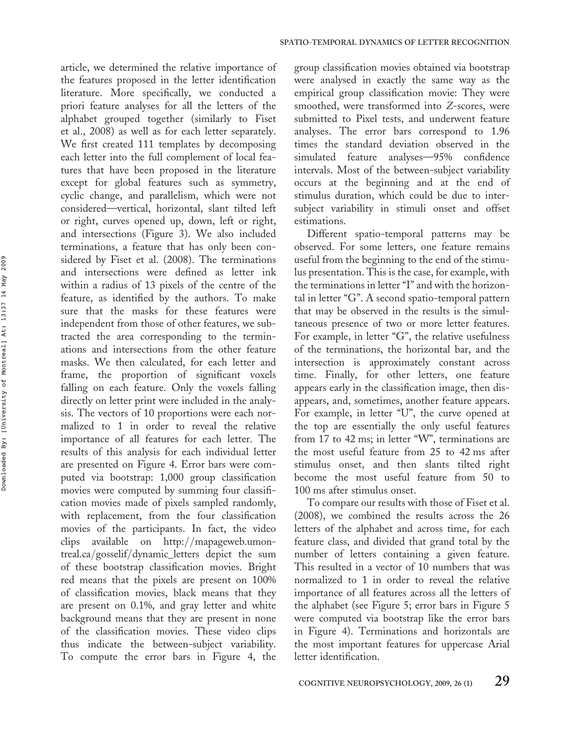article, we determined the relative importance of the features proposed in the letter identification literature. More specifically, we conducted a priori feature analyses for all the letters of the alphabet grouped together (similarly to Fiset et al., 2008) as well as for each letter separately. We first created 111 templates by decomposing each letter into the full complement of local features that have been proposed in the literature except for global features such as symmetry, cyclic change, and parallelism, which were not considered—vertical, horizontal, slant tilted left or right, curves opened up, down, left or right, and intersections (Figure 3). We also included terminations, a feature that has only been considered by Fiset et al. (2008). The terminations and intersections were defined as letter ink within a radius of 13 pixels of the centre of the feature, as identified by the authors. To make sure that the masks for these features were independent from those of other features, we subtracted the area corresponding to the terminations and intersections from the other feature masks. We then calculated, for each letter and frame, the proportion of significant voxels falling on each feature. Only the voxels falling directly on letter print were included in the analysis. The vectors of 10 proportions were each normalized to 1 in order to reveal the relative importance of all features for each letter. The results of this analysis for each individual letter are presented on Figure 4. Error bars were computed via bootstrap: 1,000 group classification movies were computed by summing four classification movies made of pixels sampled randomly, with replacement, from the four classification movies of the participants. In fact, the video clips available on http://mapageweb.umontreal.ca/gosselif/dynamic_letters depict the sum of these bootstrap classification movies. Bright red means that the pixels are present on 100% of classification movies, black means that they are present on 0.1%, and gray letter and white background means that they are present in none of the classification movies. These video clips thus indicate the between-subject variability. To compute the error bars in Figure 4, the group classification movies obtained via bootstrap were analysed in exactly the same way as the empirical group classification movie: They were smoothed, were transformed into *Z*-scores, were submitted to Pixel tests, and underwent feature analyses. The error bars correspond to 1.96 times the standard deviation observed in the simulated feature analyses—95% confidence intervals. Most of the between-subject variability occurs at the beginning and at the end of stimulus duration, which could be due to inter-subject variability in stimuli onset and offset estimations.

Different spatio-temporal patterns may be observed. For some letters, one feature remains useful from the beginning to the end of the stimulus presentation. This is the case, for example, with the terminations in letter "I" and with the horizontal in letter "G". A second spatio-temporal pattern that may be observed in the results is the simultaneous presence of two or more letter features. For example, in letter "G", the relative usefulness of the terminations, the horizontal bar, and the intersection is approximately constant across time. Finally, for other letters, one feature appears early in the classification image, then disappears, and, sometimes, another feature appears. For example, in letter "U", the curve opened at the top are essentially the only useful features from 17 to 42 ms; in letter "W", terminations are the most useful feature from 25 to 42 ms after stimulus onset, and then slants tilted right become the most useful feature from 50 to 100 ms after stimulus onset.

To compare our results with those of Fiset et al. (2008), we combined the results across the 26 letters of the alphabet and across time, for each feature class, and divided that grand total by the number of letters containing a given feature. This resulted in a vector of 10 numbers that was normalized to 1 in order to reveal the relative importance of all features across all the letters of the alphabet (see Figure 5; error bars in Figure 5 were computed via bootstrap like the error bars in Figure 4). Terminations and horizontals are the most important features for uppercase Arial letter identification.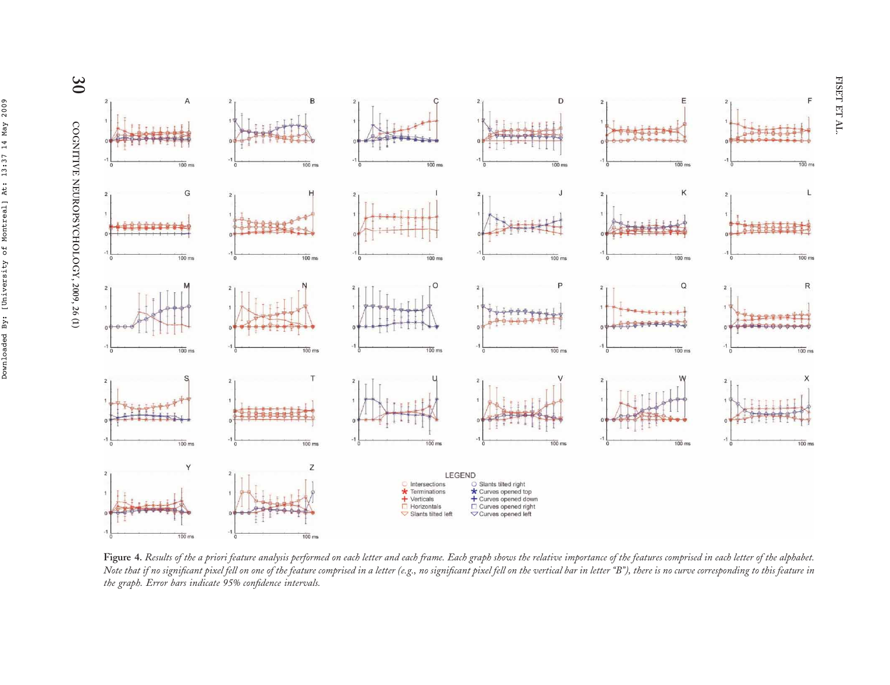**Figure 4.** *Results of the a priori feature analysis performed on each letter and each frame. Each graph shows the relative importance of the features comprised in each letter of the alphabet. Note that if no significant pixel fell on one of the feature comprised in a letter (e.g., no significant pixel fell on the vertical bar in letter "B"), there is no curve corresponding to this feature in the graph. Error bars indicate 95% confidence intervals.*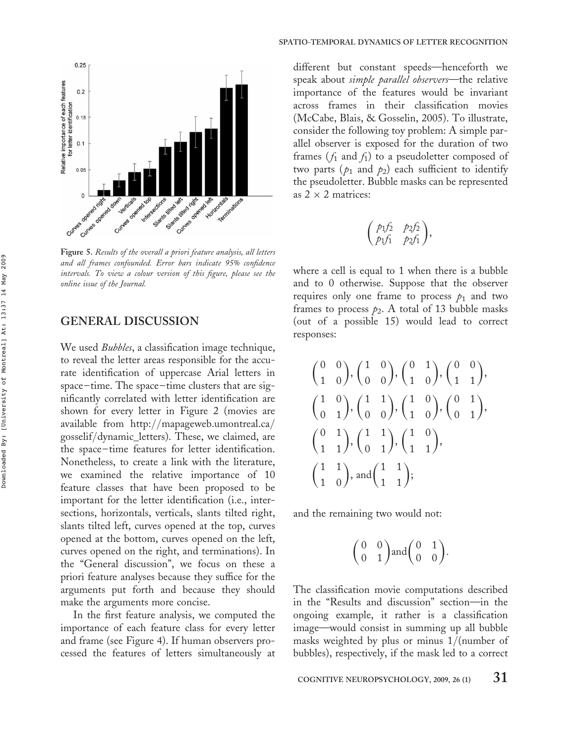Figure 5. *Results of the overall a priori feature analysis, all letters and all frames confounded. Error bars indicate 95% confidence intervals. To view a colour version of this figure, please see the online issue of the Journal.*

## GENERAL DISCUSSION

We used *Bubbles*, a classification image technique, to reveal the letter areas responsible for the accurate identification of uppercase Arial letters in space–time. The space–time clusters that are significantly correlated with letter identification are shown for every letter in Figure 2 (movies are available from http://mapageweb.umontreal.ca/gosselif/dynamic_letters). These, we claimed, are the space–time features for letter identification. Nonetheless, to create a link with the literature, we examined the relative importance of 10 feature classes that have been proposed to be important for the letter identification (i.e., intersections, horizontals, verticals, slants tilted right, slants tilted left, curves opened at the top, curves opened at the bottom, curves opened on the left, curves opened on the right, and terminations). In the "General discussion", we focus on these a priori feature analyses because they suffice for the arguments put forth and because they should make the arguments more concise.

In the first feature analysis, we computed the importance of each feature class for every letter and frame (see Figure 4). If human observers processed the features of letters simultaneously at different but constant speeds—henceforth we speak about *simple parallel observers*—the relative importance of the features would be invariant across frames in their classification movies (McCabe, Blais, & Gosselin, 2005). To illustrate, consider the following toy problem: A simple parallel observer is exposed for the duration of two frames ($f_1$ and $f_1$) to a pseudoletter composed of two parts ($p_1$ and $p_2$) each sufficient to identify the pseudoletter. Bubble masks can be represented as $2 \times 2$ matrices:

$$\begin{pmatrix} p_1f_2 & p_2f_2 \\ p_1f_1 & p_2f_1 \end{pmatrix},$$

where a cell is equal to 1 when there is a bubble and to 0 otherwise. Suppose that the observer requires only one frame to process $p_1$ and two frames to process $p_2$. A total of 13 bubble masks (out of a possible 15) would lead to correct responses:

$$\begin{pmatrix} 0 & 0 \\ 1 & 0 \end{pmatrix}, \begin{pmatrix} 1 & 0 \\ 0 & 0 \end{pmatrix}, \begin{pmatrix} 0 & 1 \\ 1 & 0 \end{pmatrix}, \begin{pmatrix} 0 & 0 \\ 1 & 1 \end{pmatrix},$$
$$\begin{pmatrix} 1 & 0 \\ 0 & 1 \end{pmatrix}, \begin{pmatrix} 1 & 1 \\ 0 & 0 \end{pmatrix}, \begin{pmatrix} 1 & 0 \\ 1 & 0 \end{pmatrix}, \begin{pmatrix} 0 & 1 \\ 0 & 1 \end{pmatrix},$$
$$\begin{pmatrix} 0 & 1 \\ 1 & 1 \end{pmatrix}, \begin{pmatrix} 1 & 1 \\ 0 & 1 \end{pmatrix}, \begin{pmatrix} 1 & 0 \\ 1 & 1 \end{pmatrix},$$
$$\begin{pmatrix} 1 & 1 \\ 1 & 0 \end{pmatrix}, \text{and} \begin{pmatrix} 1 & 1 \\ 1 & 1 \end{pmatrix};$$

and the remaining two would not:

$$\begin{pmatrix} 0 & 0 \\ 0 & 1 \end{pmatrix} \text{and} \begin{pmatrix} 0 & 1 \\ 0 & 0 \end{pmatrix}.$$

The classification movie computations described in the "Results and discussion" section—in the ongoing example, it rather is a classification image—would consist in summing up all bubble masks weighted by plus or minus 1/(number of bubbles), respectively, if the mask led to a correct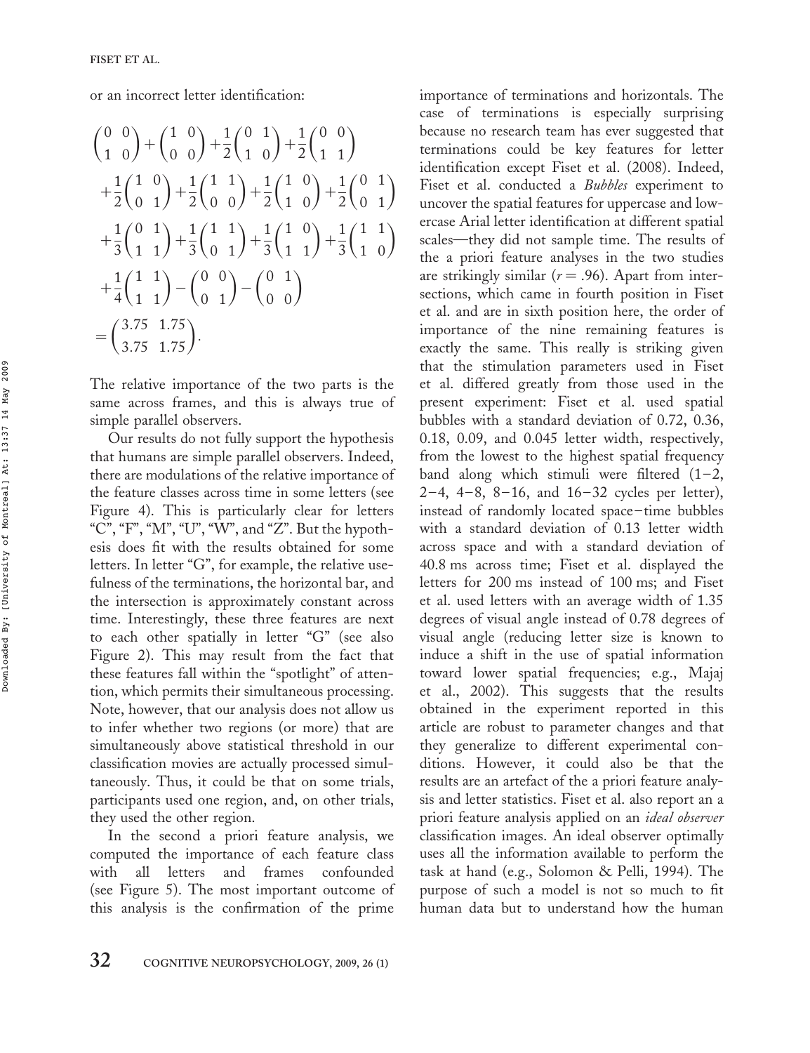or an incorrect letter identification:

$$
\begin{aligned}
&\begin{pmatrix} 0 & 0 \\ 1 & 0 \end{pmatrix} + \begin{pmatrix} 1 & 0 \\ 0 & 0 \end{pmatrix} + \frac{1}{2}\begin{pmatrix} 0 & 1 \\ 1 & 0 \end{pmatrix} + \frac{1}{2}\begin{pmatrix} 0 & 0 \\ 1 & 1 \end{pmatrix} \\
&+ \frac{1}{2}\begin{pmatrix} 1 & 0 \\ 0 & 1 \end{pmatrix} + \frac{1}{2}\begin{pmatrix} 1 & 1 \\ 0 & 0 \end{pmatrix} + \frac{1}{2}\begin{pmatrix} 1 & 0 \\ 1 & 0 \end{pmatrix} + \frac{1}{2}\begin{pmatrix} 0 & 1 \\ 0 & 1 \end{pmatrix} \\
&+ \frac{1}{3}\begin{pmatrix} 0 & 1 \\ 1 & 1 \end{pmatrix} + \frac{1}{3}\begin{pmatrix} 1 & 1 \\ 0 & 1 \end{pmatrix} + \frac{1}{3}\begin{pmatrix} 1 & 0 \\ 1 & 1 \end{pmatrix} + \frac{1}{3}\begin{pmatrix} 1 & 1 \\ 1 & 0 \end{pmatrix} \\
&+ \frac{1}{4}\begin{pmatrix} 1 & 1 \\ 1 & 1 \end{pmatrix} - \begin{pmatrix} 0 & 0 \\ 0 & 1 \end{pmatrix} - \begin{pmatrix} 0 & 1 \\ 0 & 0 \end{pmatrix} \\
&= \begin{pmatrix} 3.75 & 1.75 \\ 3.75 & 1.75 \end{pmatrix}.
\end{aligned}
$$

The relative importance of the two parts is the same across frames, and this is always true of simple parallel observers.

Our results do not fully support the hypothesis that humans are simple parallel observers. Indeed, there are modulations of the relative importance of the feature classes across time in some letters (see Figure 4). This is particularly clear for letters "C", "F", "M", "U", "W", and "Z". But the hypothesis does fit with the results obtained for some letters. In letter "G", for example, the relative usefulness of the terminations, the horizontal bar, and the intersection is approximately constant across time. Interestingly, these three features are next to each other spatially in letter "G" (see also Figure 2). This may result from the fact that these features fall within the "spotlight" of attention, which permits their simultaneous processing. Note, however, that our analysis does not allow us to infer whether two regions (or more) that are simultaneously above statistical threshold in our classification movies are actually processed simultaneously. Thus, it could be that on some trials, participants used one region, and, on other trials, they used the other region.

In the second a priori feature analysis, we computed the importance of each feature class with all letters and frames confounded (see Figure 5). The most important outcome of this analysis is the confirmation of the prime importance of terminations and horizontals. The case of terminations is especially surprising because no research team has ever suggested that terminations could be key features for letter identification except Fiset et al. (2008). Indeed, Fiset et al. conducted a *Bubbles* experiment to uncover the spatial features for uppercase and lowercase Arial letter identification at different spatial scales—they did not sample time. The results of the a priori feature analyses in the two studies are strikingly similar ($r = .96$). Apart from intersections, which came in fourth position in Fiset et al. and are in sixth position here, the order of importance of the nine remaining features is exactly the same. This really is striking given that the stimulation parameters used in Fiset et al. differed greatly from those used in the present experiment: Fiset et al. used spatial bubbles with a standard deviation of 0.72, 0.36, 0.18, 0.09, and 0.045 letter width, respectively, from the lowest to the highest spatial frequency band along which stimuli were filtered (1–2, 2–4, 4–8, 8–16, and 16–32 cycles per letter), instead of randomly located space–time bubbles with a standard deviation of 0.13 letter width across space and with a standard deviation of 40.8 ms across time; Fiset et al. displayed the letters for 200 ms instead of 100 ms; and Fiset et al. used letters with an average width of 1.35 degrees of visual angle instead of 0.78 degrees of visual angle (reducing letter size is known to induce a shift in the use of spatial information toward lower spatial frequencies; e.g., Majaj et al., 2002). This suggests that the results obtained in the experiment reported in this article are robust to parameter changes and that they generalize to different experimental conditions. However, it could also be that the results are an artefact of the a priori feature analysis and letter statistics. Fiset et al. also report an a priori feature analysis applied on an *ideal observer* classification images. An ideal observer optimally uses all the information available to perform the task at hand (e.g., Solomon & Pelli, 1994). The purpose of such a model is not so much to fit human data but to understand how the human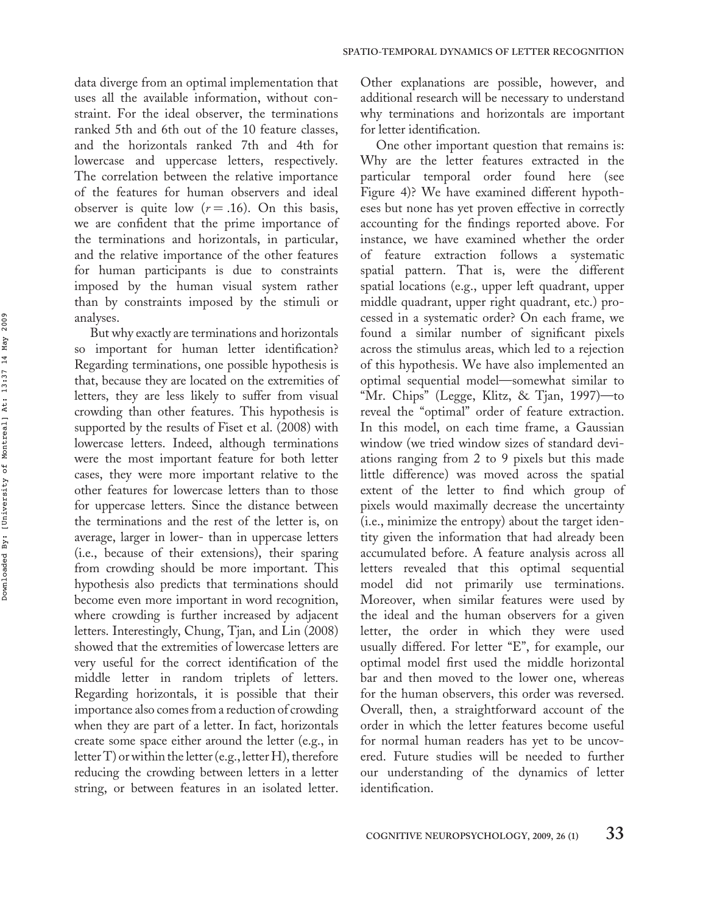data diverge from an optimal implementation that uses all the available information, without constraint. For the ideal observer, the terminations ranked 5th and 6th out of the 10 feature classes, and the horizontals ranked 7th and 4th for lowercase and uppercase letters, respectively. The correlation between the relative importance of the features for human observers and ideal observer is quite low ($r = .16$). On this basis, we are confident that the prime importance of the terminations and horizontals, in particular, and the relative importance of the other features for human participants is due to constraints imposed by the human visual system rather than by constraints imposed by the stimuli or analyses.

But why exactly are terminations and horizontals so important for human letter identification? Regarding terminations, one possible hypothesis is that, because they are located on the extremities of letters, they are less likely to suffer from visual crowding than other features. This hypothesis is supported by the results of Fiset et al. (2008) with lowercase letters. Indeed, although terminations were the most important feature for both letter cases, they were more important relative to the other features for lowercase letters than to those for uppercase letters. Since the distance between the terminations and the rest of the letter is, on average, larger in lower- than in uppercase letters (i.e., because of their extensions), their sparing from crowding should be more important. This hypothesis also predicts that terminations should become even more important in word recognition, where crowding is further increased by adjacent letters. Interestingly, Chung, Tjan, and Lin (2008) showed that the extremities of lowercase letters are very useful for the correct identification of the middle letter in random triplets of letters. Regarding horizontals, it is possible that their importance also comes from a reduction of crowding when they are part of a letter. In fact, horizontals create some space either around the letter (e.g., in letter T) or within the letter (e.g., letter H), therefore reducing the crowding between letters in a letter string, or between features in an isolated letter. Other explanations are possible, however, and additional research will be necessary to understand why terminations and horizontals are important for letter identification.

One other important question that remains is: Why are the letter features extracted in the particular temporal order found here (see Figure 4)? We have examined different hypotheses but none has yet proven effective in correctly accounting for the findings reported above. For instance, we have examined whether the order of feature extraction follows a systematic spatial pattern. That is, were the different spatial locations (e.g., upper left quadrant, upper middle quadrant, upper right quadrant, etc.) processed in a systematic order? On each frame, we found a similar number of significant pixels across the stimulus areas, which led to a rejection of this hypothesis. We have also implemented an optimal sequential model—somewhat similar to "Mr. Chips" (Legge, Klitz, & Tjan, 1997)—to reveal the "optimal" order of feature extraction. In this model, on each time frame, a Gaussian window (we tried window sizes of standard deviations ranging from 2 to 9 pixels but this made little difference) was moved across the spatial extent of the letter to find which group of pixels would maximally decrease the uncertainty (i.e., minimize the entropy) about the target identity given the information that had already been accumulated before. A feature analysis across all letters revealed that this optimal sequential model did not primarily use terminations. Moreover, when similar features were used by the ideal and the human observers for a given letter, the order in which they were used usually differed. For letter "E", for example, our optimal model first used the middle horizontal bar and then moved to the lower one, whereas for the human observers, this order was reversed. Overall, then, a straightforward account of the order in which the letter features become useful for normal human readers has yet to be uncovered. Future studies will be needed to further our understanding of the dynamics of letter identification.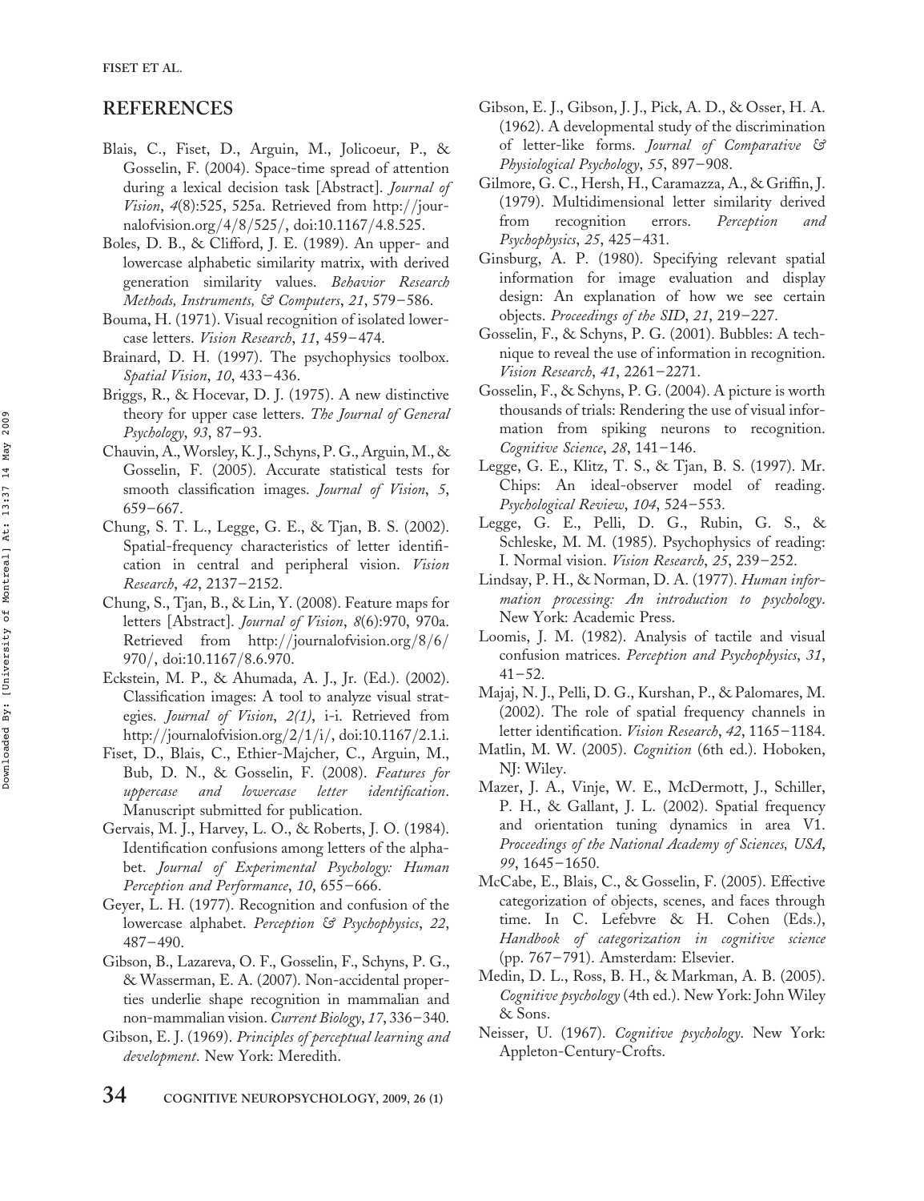## REFERENCES

Blais, C., Fiset, D., Arguin, M., Jolicoeur, P., & Gosselin, F. (2004). Space-time spread of attention during a lexical decision task [Abstract]. *Journal of Vision*, *4*(8):525, 525a. Retrieved from http://journalofvision.org/4/8/525/, doi:10.1167/4.8.525.

Boles, D. B., & Clifford, J. E. (1989). An upper- and lowercase alphabetic similarity matrix, with derived generation similarity values. *Behavior Research Methods, Instruments, & Computers*, *21*, 579–586.

Bouma, H. (1971). Visual recognition of isolated lowercase letters. *Vision Research*, *11*, 459–474.

Brainard, D. H. (1997). The psychophysics toolbox. *Spatial Vision*, *10*, 433–436.

Briggs, R., & Hocevar, D. J. (1975). A new distinctive theory for upper case letters. *The Journal of General Psychology*, *93*, 87–93.

Chauvin, A., Worsley, K. J., Schyns, P. G., Arguin, M., & Gosselin, F. (2005). Accurate statistical tests for smooth classification images. *Journal of Vision*, *5*, 659–667.

Chung, S. T. L., Legge, G. E., & Tjan, B. S. (2002). Spatial-frequency characteristics of letter identification in central and peripheral vision. *Vision Research*, *42*, 2137–2152.

Chung, S., Tjan, B., & Lin, Y. (2008). Feature maps for letters [Abstract]. *Journal of Vision*, *8*(6):970, 970a. Retrieved from http://journalofvision.org/8/6/970/, doi:10.1167/8.6.970.

Eckstein, M. P., & Ahumada, A. J., Jr. (Ed.). (2002). Classification images: A tool to analyze visual strategies. *Journal of Vision*, *2(1)*, i-i. Retrieved from http://journalofvision.org/2/1/i/, doi:10.1167/2.1.i.

Fiset, D., Blais, C., Ethier-Majcher, C., Arguin, M., Bub, D. N., & Gosselin, F. (2008). *Features for uppercase and lowercase letter identification*. Manuscript submitted for publication.

Gervais, M. J., Harvey, L. O., & Roberts, J. O. (1984). Identification confusions among letters of the alphabet. *Journal of Experimental Psychology: Human Perception and Performance*, *10*, 655–666.

Geyer, L. H. (1977). Recognition and confusion of the lowercase alphabet. *Perception & Psychophysics*, *22*, 487–490.

Gibson, B., Lazareva, O. F., Gosselin, F., Schyns, P. G., & Wasserman, E. A. (2007). Non-accidental properties underlie shape recognition in mammalian and non-mammalian vision. *Current Biology*, *17*, 336–340.

Gibson, E. J. (1969). *Principles of perceptual learning and development*. New York: Meredith.

Gibson, E. J., Gibson, J. J., Pick, A. D., & Osser, H. A. (1962). A developmental study of the discrimination of letter-like forms. *Journal of Comparative & Physiological Psychology*, *55*, 897–908.

Gilmore, G. C., Hersh, H., Caramazza, A., & Griffin, J. (1979). Multidimensional letter similarity derived from recognition errors. *Perception and Psychophysics*, *25*, 425–431.

Ginsburg, A. P. (1980). Specifying relevant spatial information for image evaluation and display design: An explanation of how we see certain objects. *Proceedings of the SID*, *21*, 219–227.

Gosselin, F., & Schyns, P. G. (2001). Bubbles: A technique to reveal the use of information in recognition. *Vision Research*, *41*, 2261–2271.

Gosselin, F., & Schyns, P. G. (2004). A picture is worth thousands of trials: Rendering the use of visual information from spiking neurons to recognition. *Cognitive Science*, *28*, 141–146.

Legge, G. E., Klitz, T. S., & Tjan, B. S. (1997). Mr. Chips: An ideal-observer model of reading. *Psychological Review*, *104*, 524–553.

Legge, G. E., Pelli, D. G., Rubin, G. S., & Schleske, M. M. (1985). Psychophysics of reading: I. Normal vision. *Vision Research*, *25*, 239–252.

Lindsay, P. H., & Norman, D. A. (1977). *Human information processing: An introduction to psychology*. New York: Academic Press.

Loomis, J. M. (1982). Analysis of tactile and visual confusion matrices. *Perception and Psychophysics*, *31*, 41–52.

Majaj, N. J., Pelli, D. G., Kurshan, P., & Palomares, M. (2002). The role of spatial frequency channels in letter identification. *Vision Research*, *42*, 1165–1184.

Matlin, M. W. (2005). *Cognition* (6th ed.). Hoboken, NJ: Wiley.

Mazer, J. A., Vinje, W. E., McDermott, J., Schiller, P. H., & Gallant, J. L. (2002). Spatial frequency and orientation tuning dynamics in area V1. *Proceedings of the National Academy of Sciences, USA*, *99*, 1645–1650.

McCabe, E., Blais, C., & Gosselin, F. (2005). Effective categorization of objects, scenes, and faces through time. In C. Lefebvre & H. Cohen (Eds.), *Handbook of categorization in cognitive science* (pp. 767–791). Amsterdam: Elsevier.

Medin, D. L., Ross, B. H., & Markman, A. B. (2005). *Cognitive psychology* (4th ed.). New York: John Wiley & Sons.

Neisser, U. (1967). *Cognitive psychology*. New York: Appleton-Century-Crofts.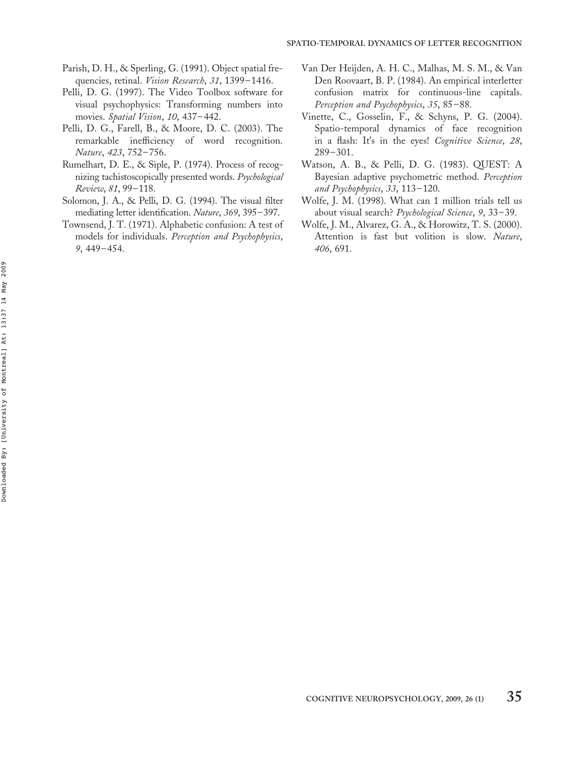Parish, D. H., & Sperling, G. (1991). Object spatial frequencies, retinal. *Vision Research*, *31*, 1399–1416.

Pelli, D. G. (1997). The Video Toolbox software for visual psychophysics: Transforming numbers into movies. *Spatial Vision*, *10*, 437–442.

Pelli, D. G., Farell, B., & Moore, D. C. (2003). The remarkable inefficiency of word recognition. *Nature*, *423*, 752–756.

Rumelhart, D. E., & Siple, P. (1974). Process of recognizing tachistoscopically presented words. *Psychological Review*, *81*, 99–118.

Solomon, J. A., & Pelli, D. G. (1994). The visual filter mediating letter identification. *Nature*, *369*, 395–397.

Townsend, J. T. (1971). Alphabetic confusion: A test of models for individuals. *Perception and Psychophysics*, *9*, 449–454.

Van Der Heijden, A. H. C., Malhas, M. S. M., & Van Den Roovaart, B. P. (1984). An empirical interletter confusion matrix for continuous-line capitals. *Perception and Psychophysics*, *35*, 85–88.

Vinette, C., Gosselin, F., & Schyns, P. G. (2004). Spatio-temporal dynamics of face recognition in a flash: It's in the eyes! *Cognitive Science*, *28*, 289–301.

Watson, A. B., & Pelli, D. G. (1983). QUEST: A Bayesian adaptive psychometric method. *Perception and Psychophysics*, *33*, 113–120.

Wolfe, J. M. (1998). What can 1 million trials tell us about visual search? *Psychological Science*, *9*, 33–39.

Wolfe, J. M., Alvarez, G. A., & Horowitz, T. S. (2000). Attention is fast but volition is slow. *Nature*, *406*, 691.